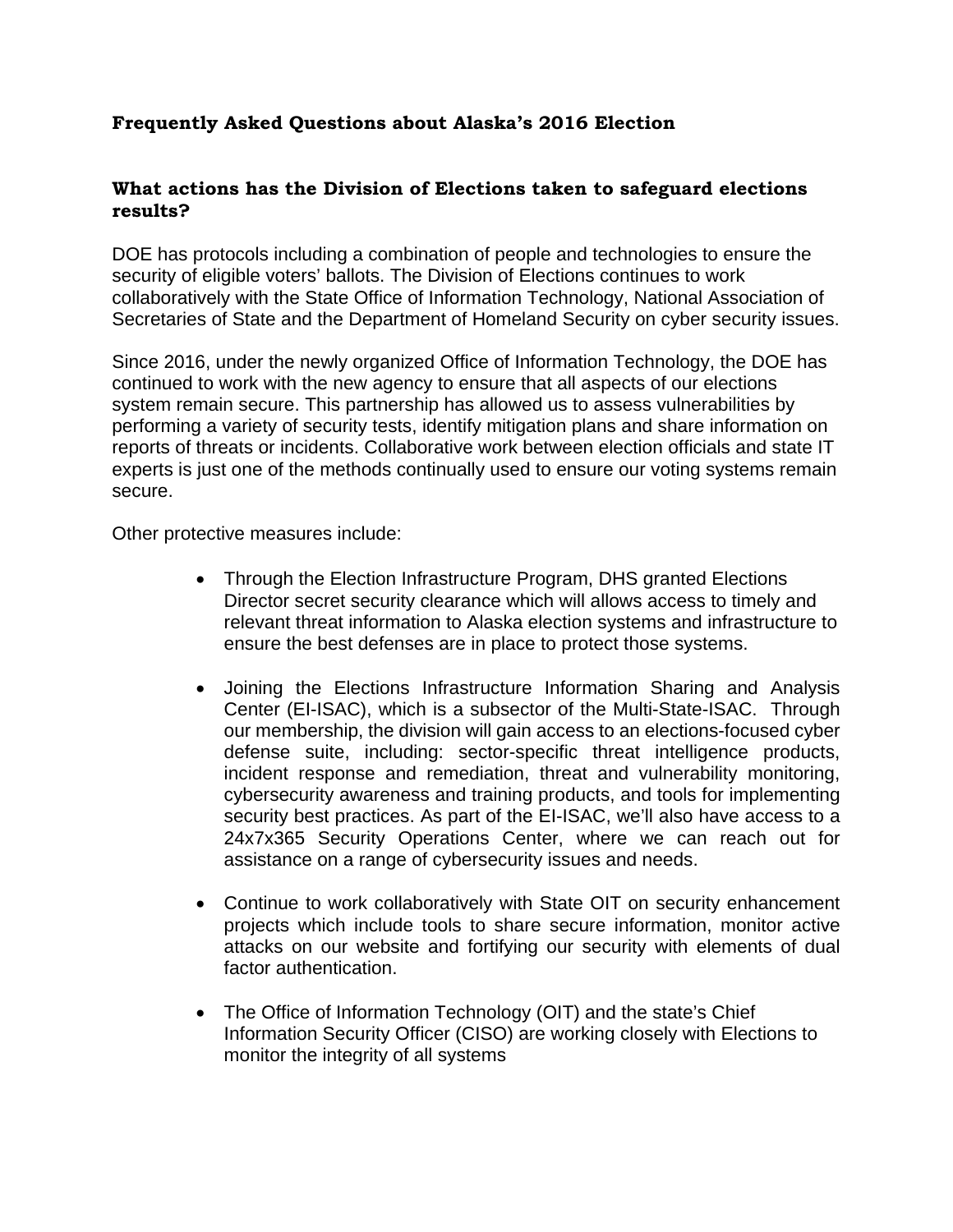## Frequently Asked Questions about Alaska's 2016 Election

### What actions has the Division of Elections taken to safeguard elections results?

DOE has protocols including a combination of people and technologies to ensure the security of eligible voters' ballots. The Division of Elections continues to work collaboratively with the State Office of Information Technology, National Association of Secretaries of State and the Department of Homeland Security on cyber security issues.

Since 2016, under the newly organized Office of Information Technology, the DOE has continued to work with the new agency to ensure that all aspects of our elections system remain secure. This partnership has allowed us to assess vulnerabilities by performing a variety of security tests, identify mitigation plans and share information on reports of threats or incidents. Collaborative work between election officials and state IT experts is just one of the methods continually used to ensure our voting systems remain secure.

Other protective measures include:

- Through the Election Infrastructure Program, DHS granted Elections Director secret security clearance which will allows access to timely and relevant threat information to Alaska election systems and infrastructure to ensure the best defenses are in place to protect those systems.

- Joining the Elections Infrastructure Information Sharing and Analysis Center (EI-ISAC), which is a subsector of the Multi-State-ISAC. Through our membership, the division will gain access to an elections-focused cyber defense suite, including: sector-specific threat intelligence products, incident response and remediation, threat and vulnerability monitoring, cybersecurity awareness and training products, and tools for implementing security best practices. As part of the EI-ISAC, we'll also have access to a 24x7x365 Security Operations Center, where we can reach out for assistance on a range of cybersecurity issues and needs.

- Continue to work collaboratively with State OIT on security enhancement projects which include tools to share secure information, monitor active attacks on our website and fortifying our security with elements of dual factor authentication.

- The Office of Information Technology (OIT) and the state's Chief Information Security Officer (CISO) are working closely with Elections to monitor the integrity of all systems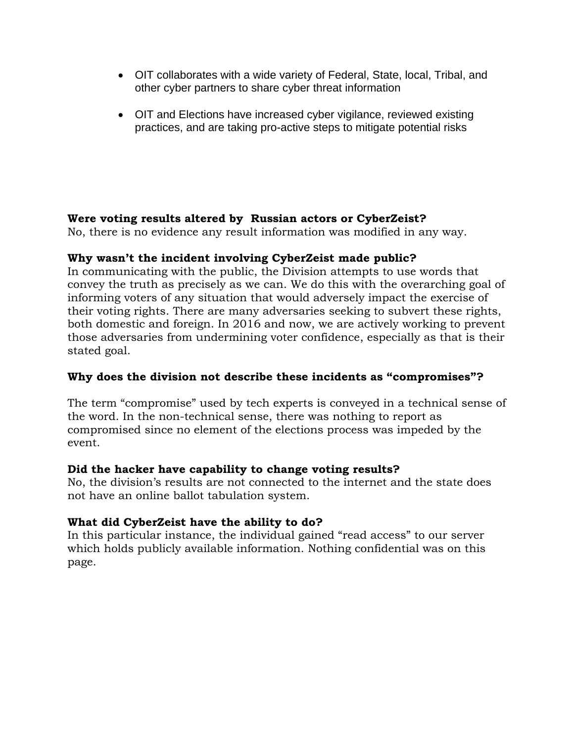- OIT collaborates with a wide variety of Federal, State, local, Tribal, and other cyber partners to share cyber threat information
- OIT and Elections have increased cyber vigilance, reviewed existing practices, and are taking pro-active steps to mitigate potential risks

**Were voting results altered by Russian actors or CyberZeist?**
No, there is no evidence any result information was modified in any way.

**Why wasn't the incident involving CyberZeist made public?**
In communicating with the public, the Division attempts to use words that convey the truth as precisely as we can. We do this with the overarching goal of informing voters of any situation that would adversely impact the exercise of their voting rights. There are many adversaries seeking to subvert these rights, both domestic and foreign. In 2016 and now, we are actively working to prevent those adversaries from undermining voter confidence, especially as that is their stated goal.

**Why does the division not describe these incidents as "compromises"?**

The term "compromise" used by tech experts is conveyed in a technical sense of the word. In the non-technical sense, there was nothing to report as compromised since no element of the elections process was impeded by the event.

**Did the hacker have capability to change voting results?**
No, the division's results are not connected to the internet and the state does not have an online ballot tabulation system.

**What did CyberZeist have the ability to do?**
In this particular instance, the individual gained "read access" to our server which holds publicly available information. Nothing confidential was on this page.